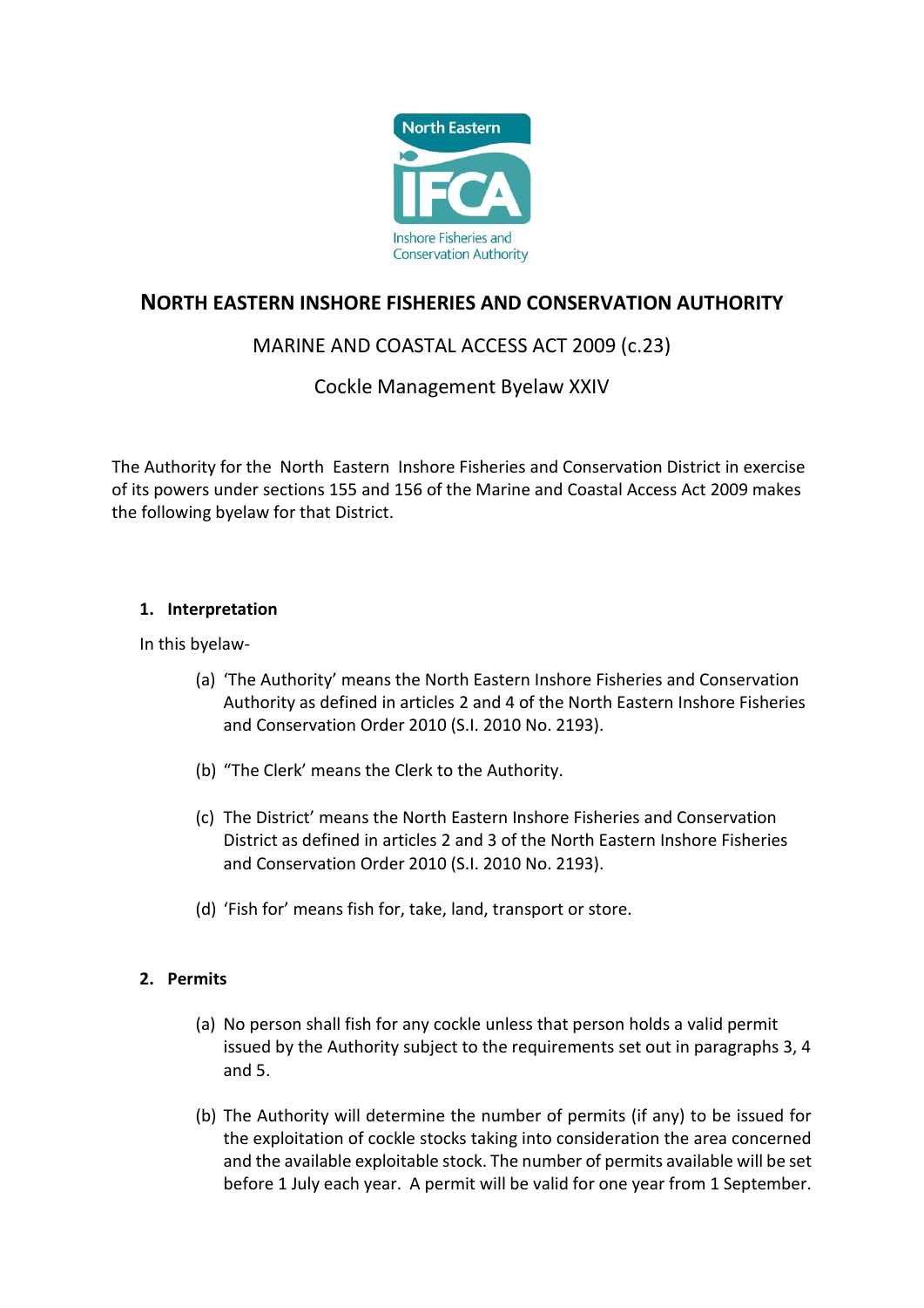# NORTH EASTERN INSHORE FISHERIES AND CONSERVATION AUTHORITY

## MARINE AND COASTAL ACCESS ACT 2009 (c.23)

## Cockle Management Byelaw XXIV

The Authority for the North Eastern Inshore Fisheries and Conservation District in exercise of its powers under sections 155 and 156 of the Marine and Coastal Access Act 2009 makes the following byelaw for that District.

### 1. Interpretation

In this byelaw-

(a) 'The Authority' means the North Eastern Inshore Fisheries and Conservation Authority as defined in articles 2 and 4 of the North Eastern Inshore Fisheries and Conservation Order 2010 (S.I. 2010 No. 2193).

(b) "The Clerk' means the Clerk to the Authority.

(c) The District' means the North Eastern Inshore Fisheries and Conservation District as defined in articles 2 and 3 of the North Eastern Inshore Fisheries and Conservation Order 2010 (S.I. 2010 No. 2193).

(d) 'Fish for' means fish for, take, land, transport or store.

### 2. Permits

(a) No person shall fish for any cockle unless that person holds a valid permit issued by the Authority subject to the requirements set out in paragraphs 3, 4 and 5.

(b) The Authority will determine the number of permits (if any) to be issued for the exploitation of cockle stocks taking into consideration the area concerned and the available exploitable stock. The number of permits available will be set before 1 July each year. A permit will be valid for one year from 1 September.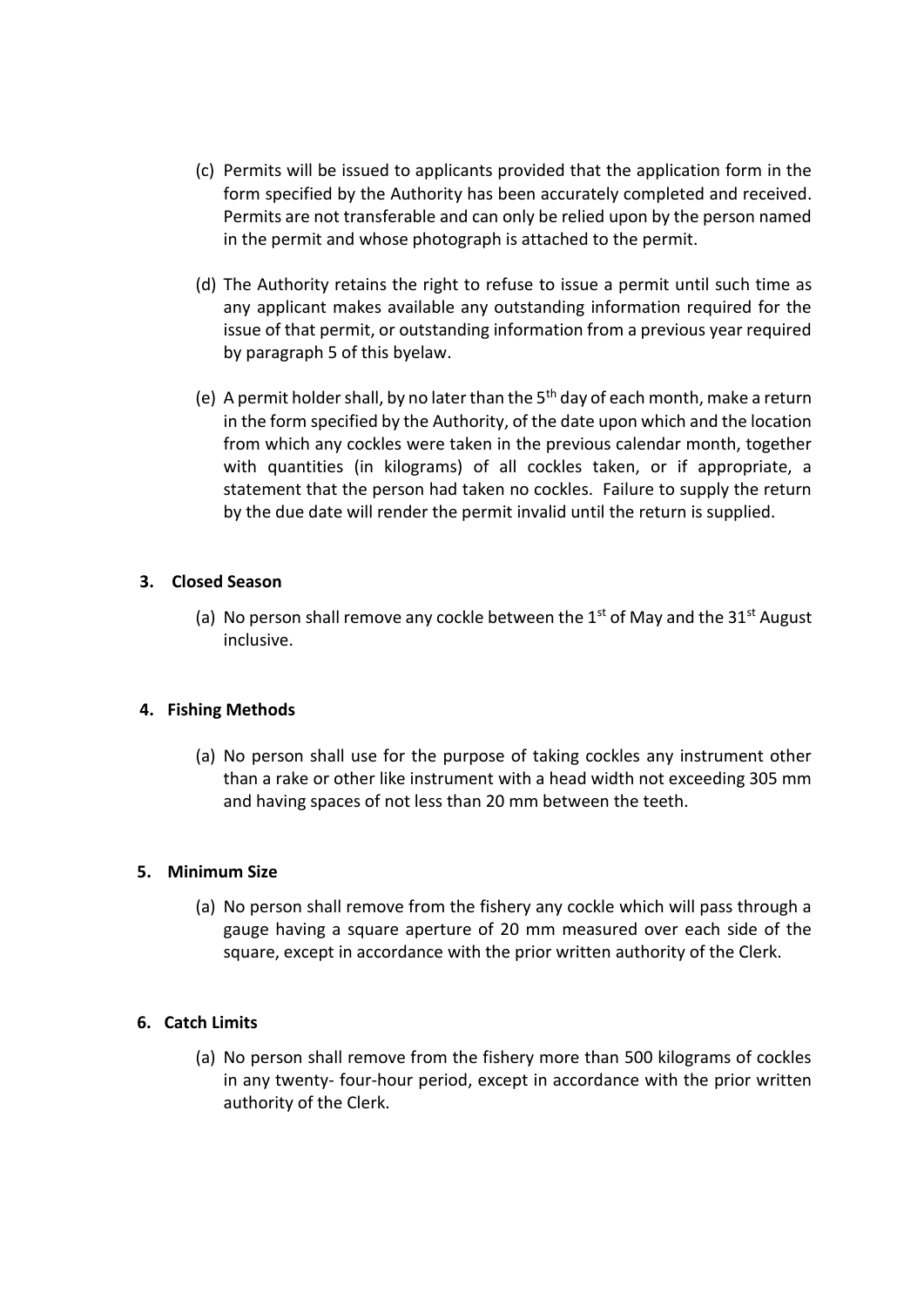(c) Permits will be issued to applicants provided that the application form in the form specified by the Authority has been accurately completed and received. Permits are not transferable and can only be relied upon by the person named in the permit and whose photograph is attached to the permit.

(d) The Authority retains the right to refuse to issue a permit until such time as any applicant makes available any outstanding information required for the issue of that permit, or outstanding information from a previous year required by paragraph 5 of this byelaw.

(e) A permit holder shall, by no later than the 5th day of each month, make a return in the form specified by the Authority, of the date upon which and the location from which any cockles were taken in the previous calendar month, together with quantities (in kilograms) of all cockles taken, or if appropriate, a statement that the person had taken no cockles. Failure to supply the return by the due date will render the permit invalid until the return is supplied.

**3. Closed Season**

(a) No person shall remove any cockle between the 1st of May and the 31st August inclusive.

**4. Fishing Methods**

(a) No person shall use for the purpose of taking cockles any instrument other than a rake or other like instrument with a head width not exceeding 305 mm and having spaces of not less than 20 mm between the teeth.

**5. Minimum Size**

(a) No person shall remove from the fishery any cockle which will pass through a gauge having a square aperture of 20 mm measured over each side of the square, except in accordance with the prior written authority of the Clerk.

**6. Catch Limits**

(a) No person shall remove from the fishery more than 500 kilograms of cockles in any twenty- four-hour period, except in accordance with the prior written authority of the Clerk.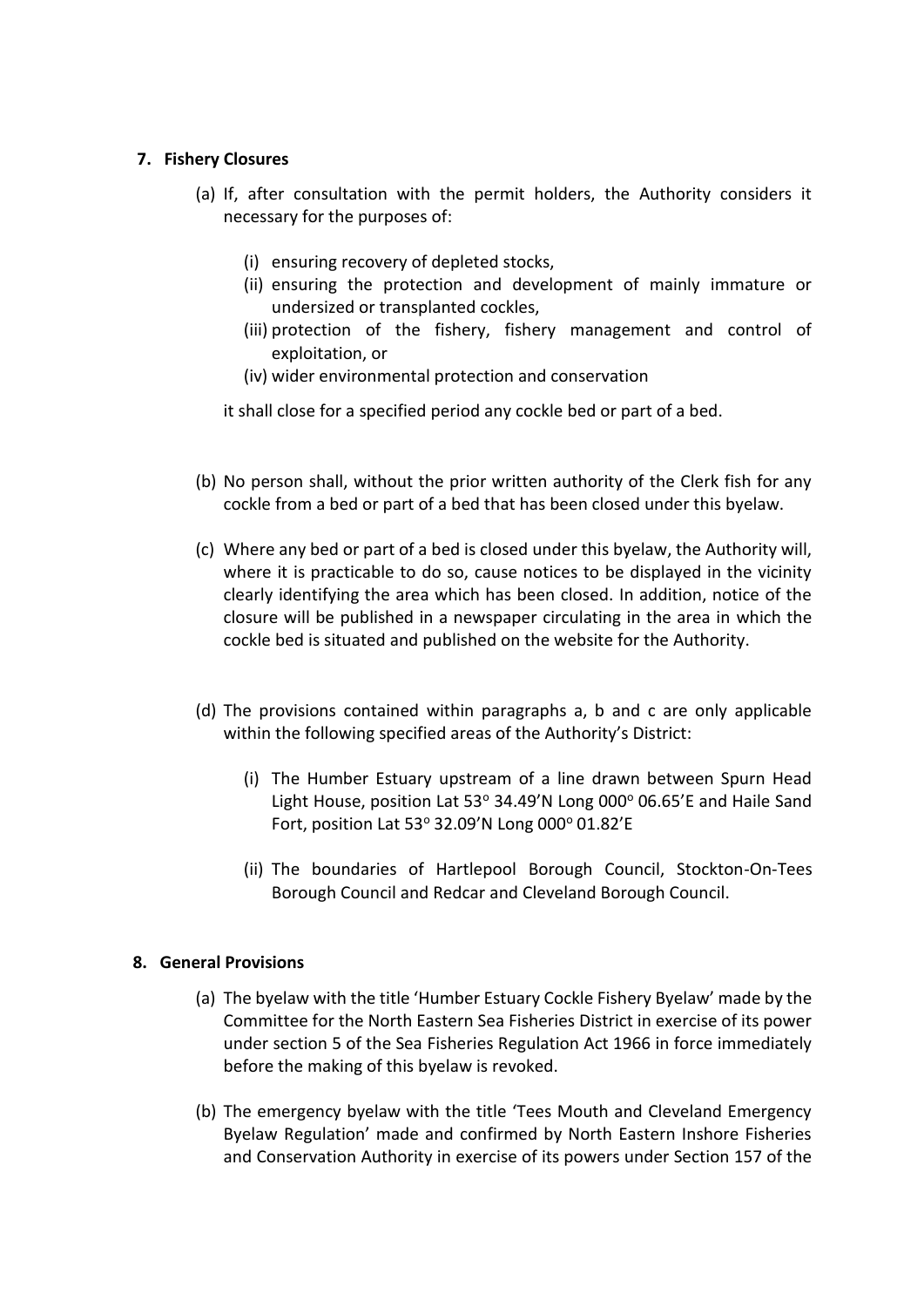## 7. Fishery Closures

(a) If, after consultation with the permit holders, the Authority considers it necessary for the purposes of:

   (i) ensuring recovery of depleted stocks,
   (ii) ensuring the protection and development of mainly immature or undersized or transplanted cockles,
   (iii) protection of the fishery, fishery management and control of exploitation, or
   (iv) wider environmental protection and conservation

it shall close for a specified period any cockle bed or part of a bed.

(b) No person shall, without the prior written authority of the Clerk fish for any cockle from a bed or part of a bed that has been closed under this byelaw.

(c) Where any bed or part of a bed is closed under this byelaw, the Authority will, where it is practicable to do so, cause notices to be displayed in the vicinity clearly identifying the area which has been closed. In addition, notice of the closure will be published in a newspaper circulating in the area in which the cockle bed is situated and published on the website for the Authority.

(d) The provisions contained within paragraphs a, b and c are only applicable within the following specified areas of the Authority's District:

   (i) The Humber Estuary upstream of a line drawn between Spurn Head Light House, position Lat 53° 34.49'N Long 000° 06.65'E and Haile Sand Fort, position Lat 53° 32.09'N Long 000° 01.82'E

   (ii) The boundaries of Hartlepool Borough Council, Stockton-On-Tees Borough Council and Redcar and Cleveland Borough Council.

## 8. General Provisions

(a) The byelaw with the title 'Humber Estuary Cockle Fishery Byelaw' made by the Committee for the North Eastern Sea Fisheries District in exercise of its power under section 5 of the Sea Fisheries Regulation Act 1966 in force immediately before the making of this byelaw is revoked.

(b) The emergency byelaw with the title 'Tees Mouth and Cleveland Emergency Byelaw Regulation' made and confirmed by North Eastern Inshore Fisheries and Conservation Authority in exercise of its powers under Section 157 of the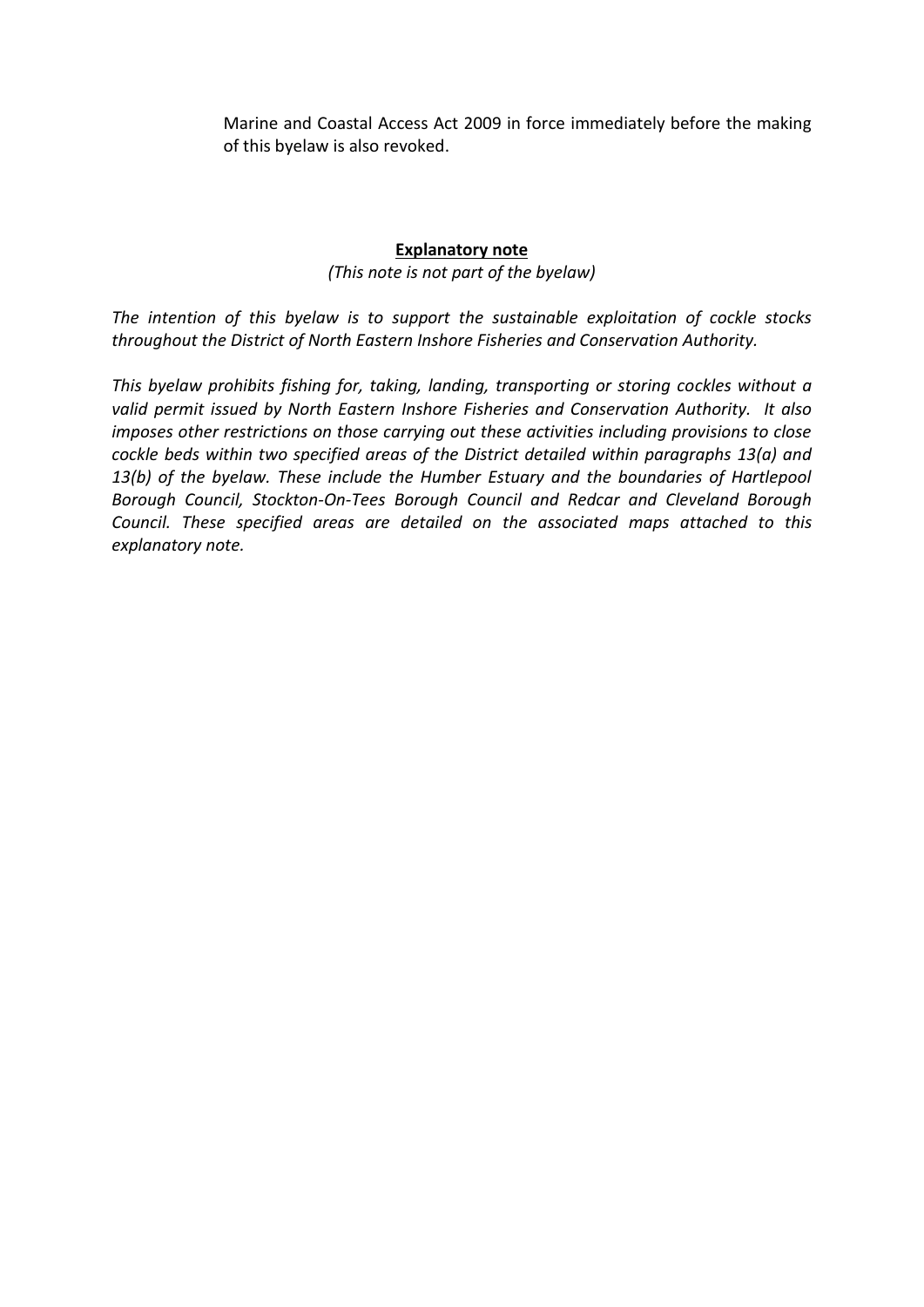Marine and Coastal Access Act 2009 in force immediately before the making of this byelaw is also revoked.

**Explanatory note**

*(This note is not part of the byelaw)*

*The intention of this byelaw is to support the sustainable exploitation of cockle stocks throughout the District of North Eastern Inshore Fisheries and Conservation Authority.*

*This byelaw prohibits fishing for, taking, landing, transporting or storing cockles without a valid permit issued by North Eastern Inshore Fisheries and Conservation Authority. It also imposes other restrictions on those carrying out these activities including provisions to close cockle beds within two specified areas of the District detailed within paragraphs 13(a) and 13(b) of the byelaw. These include the Humber Estuary and the boundaries of Hartlepool Borough Council, Stockton-On-Tees Borough Council and Redcar and Cleveland Borough Council. These specified areas are detailed on the associated maps attached to this explanatory note.*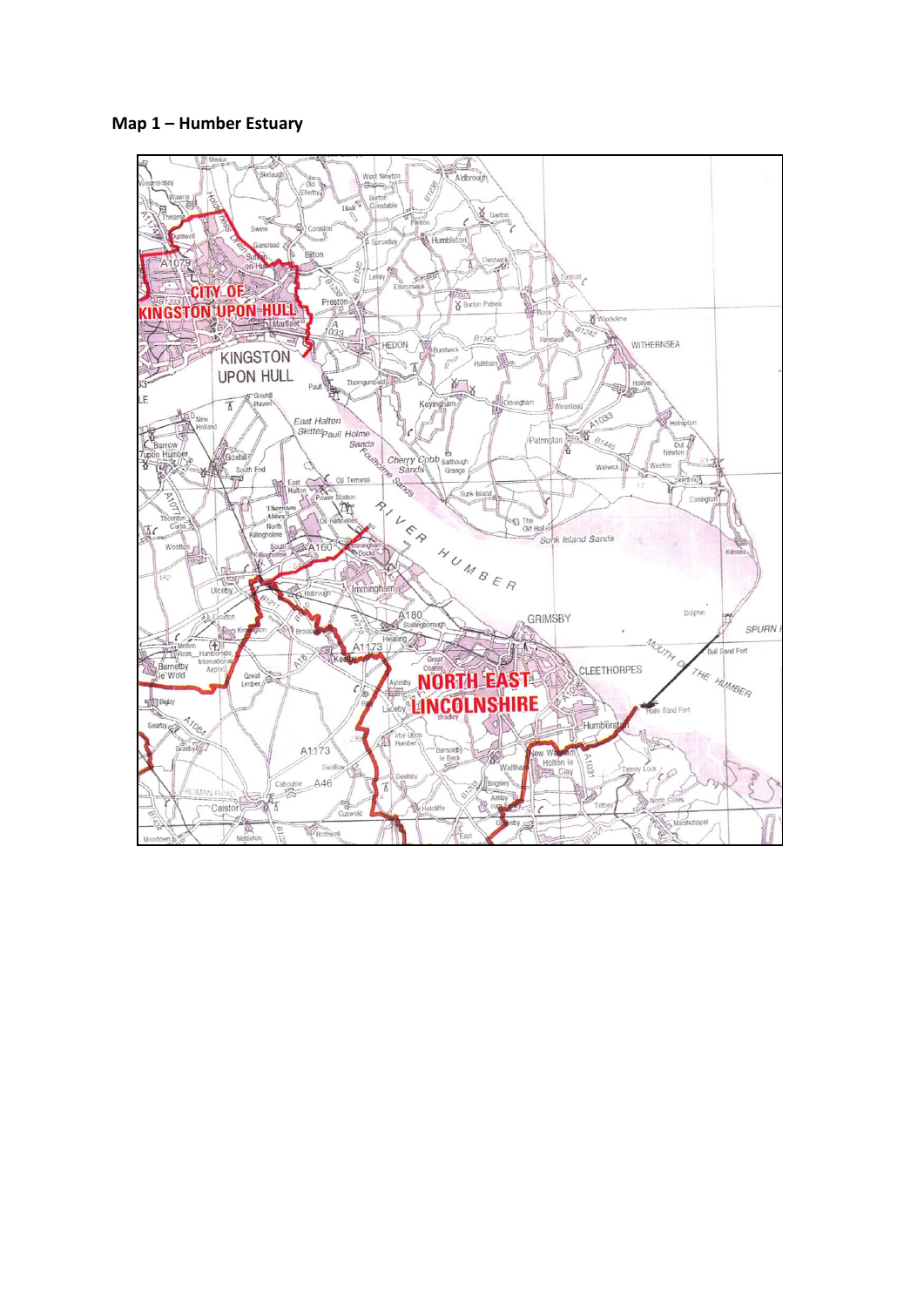**Map 1 – Humber Estuary**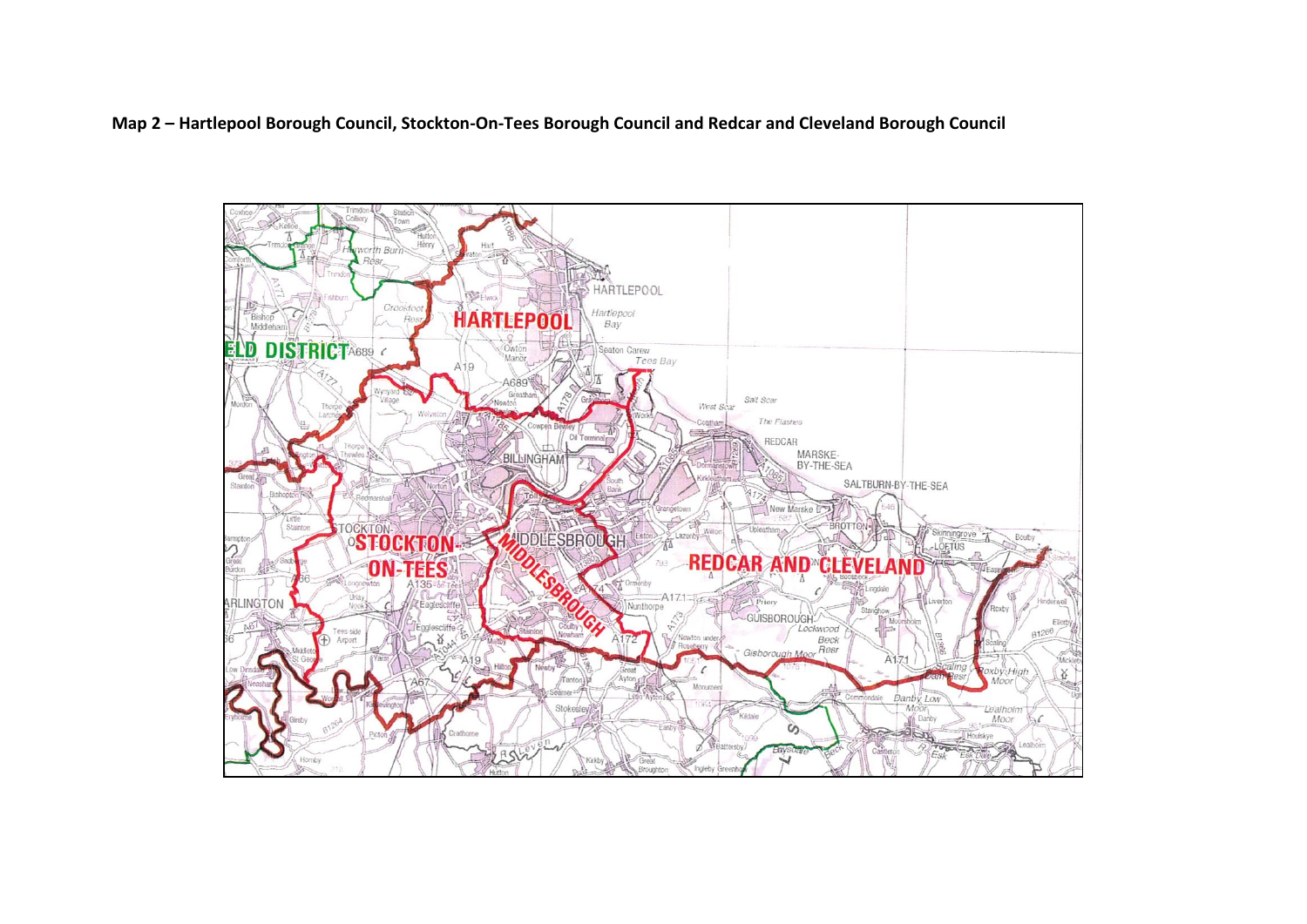**Map 2 – Hartlepool Borough Council, Stockton-On-Tees Borough Council and Redcar and Cleveland Borough Council**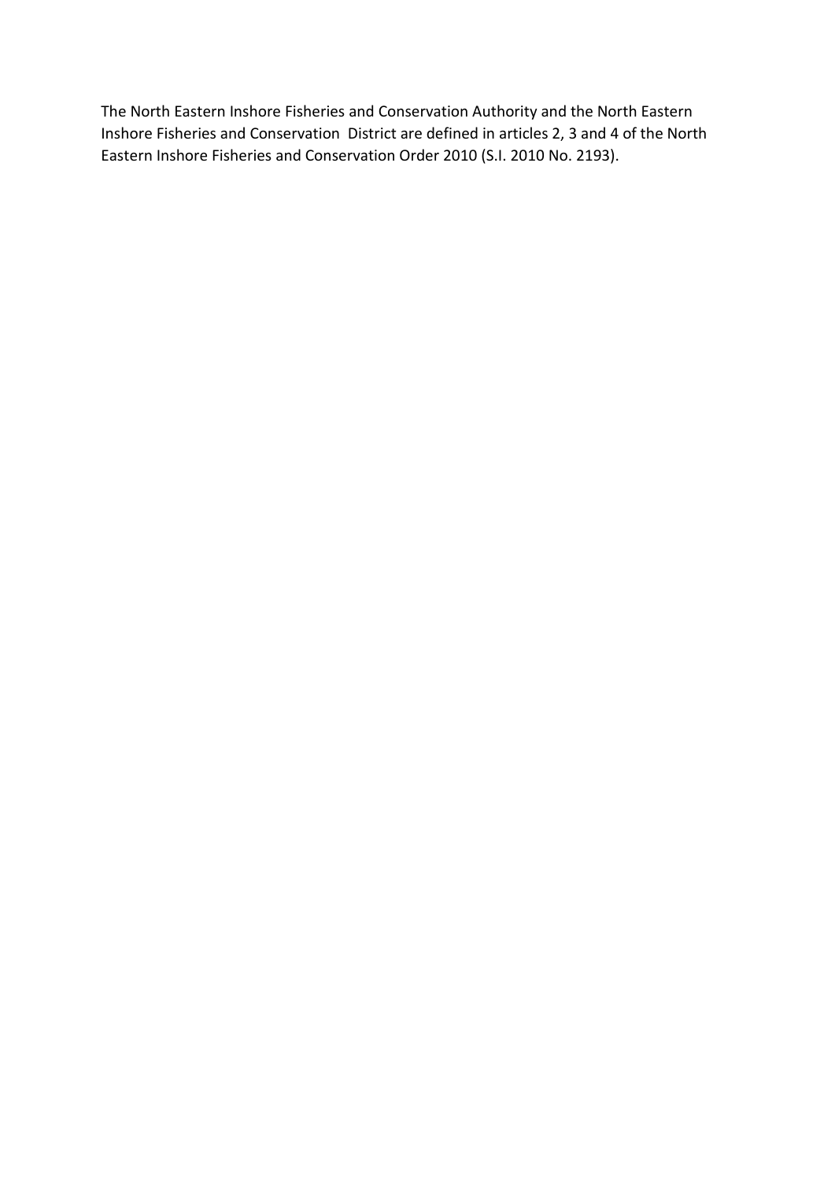The North Eastern Inshore Fisheries and Conservation Authority and the North Eastern Inshore Fisheries and Conservation District are defined in articles 2, 3 and 4 of the North Eastern Inshore Fisheries and Conservation Order 2010 (S.I. 2010 No. 2193).